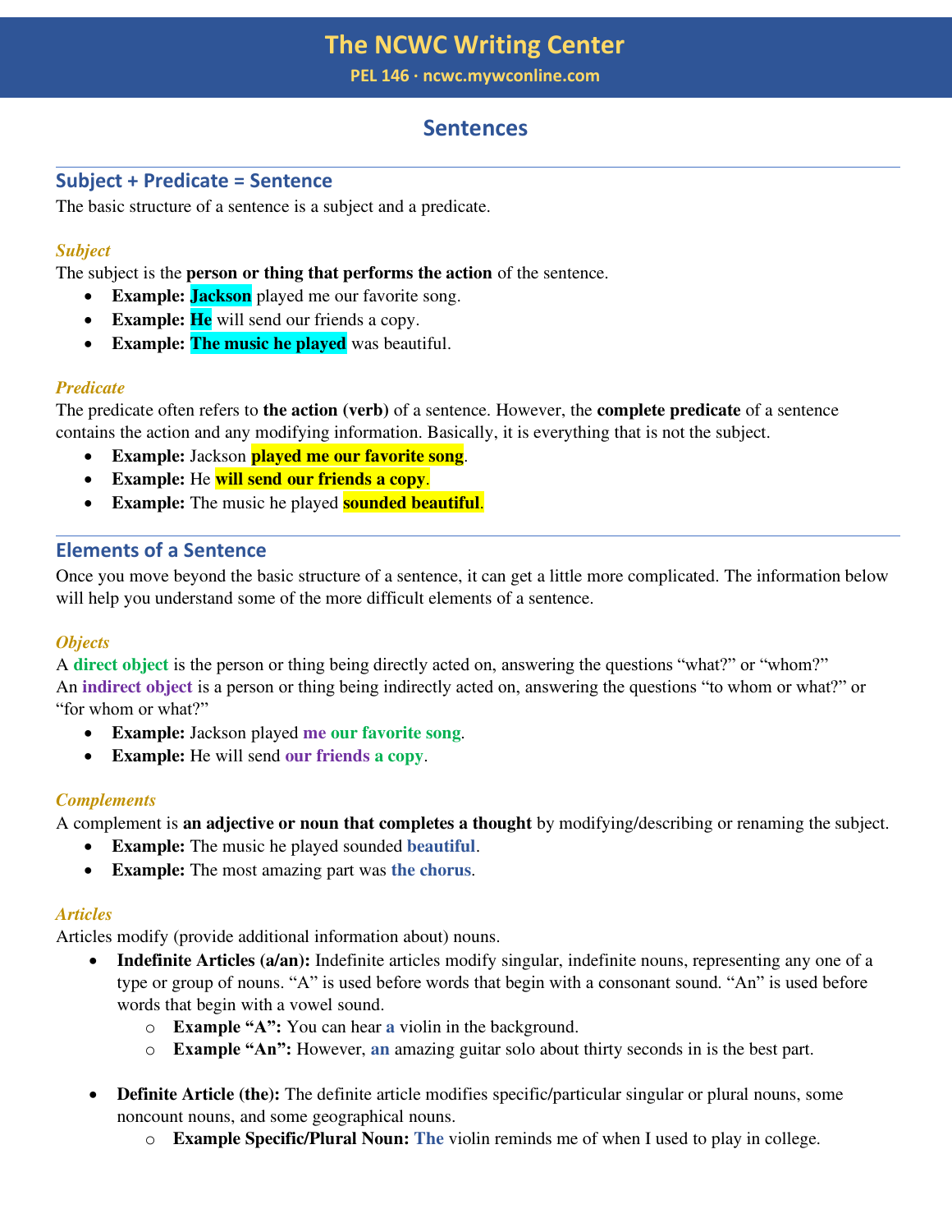# The NCWC Writing Center

**PEL 146 · ncwc.mywconline.com**

## Sentences

### Subject + Predicate = Sentence

The basic structure of a sentence is a subject and a predicate.

#### *Subject*

The subject is the **person or thing that performs the action** of the sentence.

- **Example: Jackson** played me our favorite song.
- **Example: He** will send our friends a copy.
- **Example: The music he played** was beautiful.

#### *Predicate*

The predicate often refers to **the action (verb)** of a sentence. However, the **complete predicate** of a sentence contains the action and any modifying information. Basically, it is everything that is not the subject.

- **Example:** Jackson **played me our favorite song**.
- **Example:** He **will send our friends a copy**.
- **Example:** The music he played **sounded beautiful**.

### Elements of a Sentence

Once you move beyond the basic structure of a sentence, it can get a little more complicated. The information below will help you understand some of the more difficult elements of a sentence.

#### *Objects*

A **direct object** is the person or thing being directly acted on, answering the questions "what?" or "whom?"
An **indirect object** is a person or thing being indirectly acted on, answering the questions "to whom or what?" or "for whom or what?"

- **Example:** Jackson played **me** **our favorite song**.
- **Example:** He will send **our friends** **a copy**.

#### *Complements*

A complement is **an adjective or noun that completes a thought** by modifying/describing or renaming the subject.

- **Example:** The music he played sounded **beautiful**.
- **Example:** The most amazing part was **the chorus**.

#### *Articles*

Articles modify (provide additional information about) nouns.

- **Indefinite Articles (a/an):** Indefinite articles modify singular, indefinite nouns, representing any one of a type or group of nouns. "A" is used before words that begin with a consonant sound. "An" is used before words that begin with a vowel sound.
  - **Example "A":** You can hear **a** violin in the background.
  - **Example "An":** However, **an** amazing guitar solo about thirty seconds in is the best part.

- **Definite Article (the):** The definite article modifies specific/particular singular or plural nouns, some noncount nouns, and some geographical nouns.
  - **Example Specific/Plural Noun: The** violin reminds me of when I used to play in college.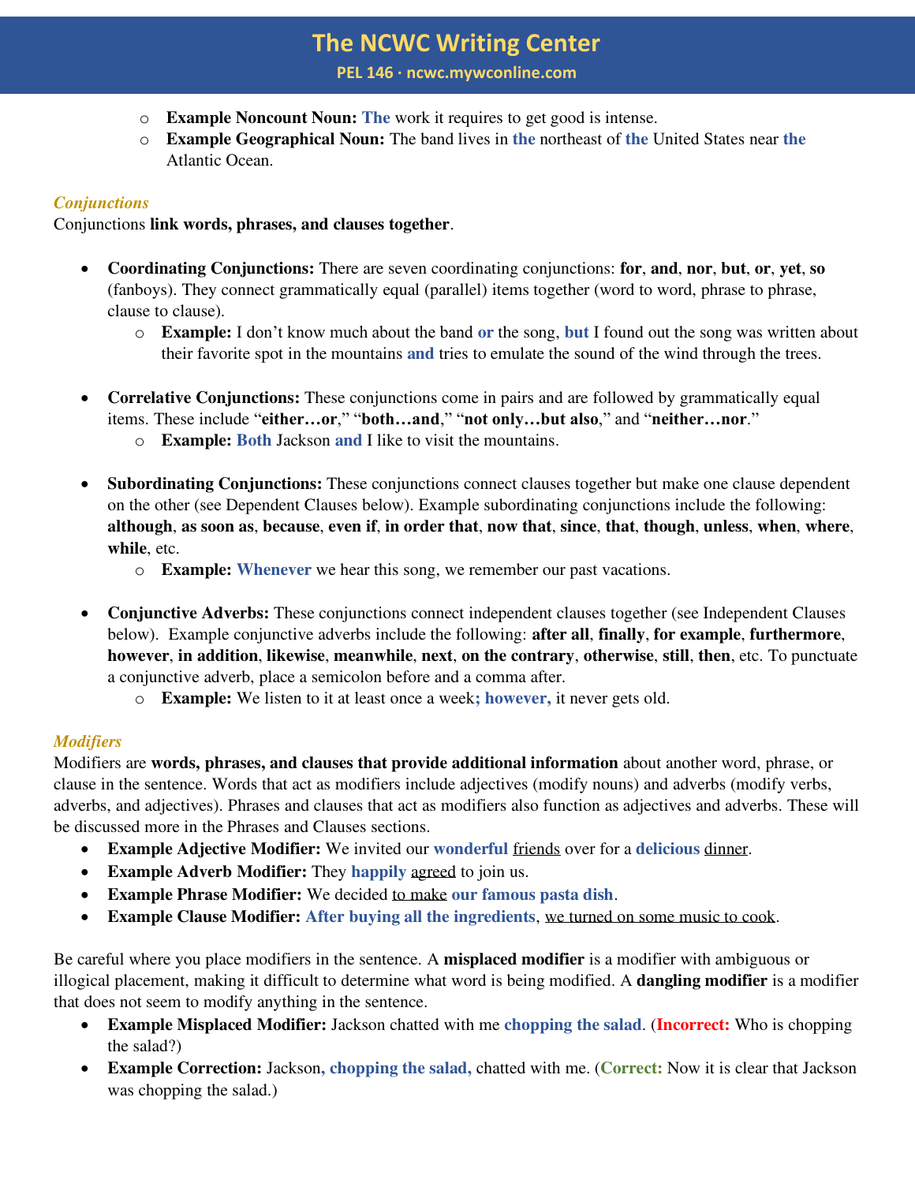- **Example Noncount Noun:** **The** work it requires to get good is intense.
- **Example Geographical Noun:** The band lives in **the** northeast of **the** United States near **the** Atlantic Ocean.

### *Conjunctions*

Conjunctions **link words, phrases, and clauses together**.

- **Coordinating Conjunctions:** There are seven coordinating conjunctions: **for**, **and**, **nor**, **but**, **or**, **yet**, **so** (fanboys). They connect grammatically equal (parallel) items together (word to word, phrase to phrase, clause to clause).
  - **Example:** I don't know much about the band **or** the song, **but** I found out the song was written about their favorite spot in the mountains **and** tries to emulate the sound of the wind through the trees.

- **Correlative Conjunctions:** These conjunctions come in pairs and are followed by grammatically equal items. These include "**either…or**," "**both…and**," "**not only…but also**," and "**neither…nor**."
  - **Example:** **Both** Jackson **and** I like to visit the mountains.

- **Subordinating Conjunctions:** These conjunctions connect clauses together but make one clause dependent on the other (see Dependent Clauses below). Example subordinating conjunctions include the following: **although**, **as soon as**, **because**, **even if**, **in order that**, **now that**, **since**, **that**, **though**, **unless**, **when**, **where**, **while**, etc.
  - **Example:** **Whenever** we hear this song, we remember our past vacations.

- **Conjunctive Adverbs:** These conjunctions connect independent clauses together (see Independent Clauses below). Example conjunctive adverbs include the following: **after all**, **finally**, **for example**, **furthermore**, **however**, **in addition**, **likewise**, **meanwhile**, **next**, **on the contrary**, **otherwise**, **still**, **then**, etc. To punctuate a conjunctive adverb, place a semicolon before and a comma after.
  - **Example:** We listen to it at least once a week**; however,** it never gets old.

### *Modifiers*

Modifiers are **words, phrases, and clauses that provide additional information** about another word, phrase, or clause in the sentence. Words that act as modifiers include adjectives (modify nouns) and adverbs (modify verbs, adverbs, and adjectives). Phrases and clauses that act as modifiers also function as adjectives and adverbs. These will be discussed more in the Phrases and Clauses sections.

- **Example Adjective Modifier:** We invited our **wonderful** <u>friends</u> over for a **delicious** <u>dinner</u>.
- **Example Adverb Modifier:** They **happily** <u>agreed</u> to join us.
- **Example Phrase Modifier:** We decided <u>to make</u> **our famous pasta dish**.
- **Example Clause Modifier:** **After buying all the ingredients**, <u>we turned on some music to cook</u>.

Be careful where you place modifiers in the sentence. A **misplaced modifier** is a modifier with ambiguous or illogical placement, making it difficult to determine what word is being modified. A **dangling modifier** is a modifier that does not seem to modify anything in the sentence.

- **Example Misplaced Modifier:** Jackson chatted with me **chopping the salad**. (**Incorrect:** Who is chopping the salad?)
- **Example Correction:** Jackson**, chopping the salad,** chatted with me. (**Correct:** Now it is clear that Jackson was chopping the salad.)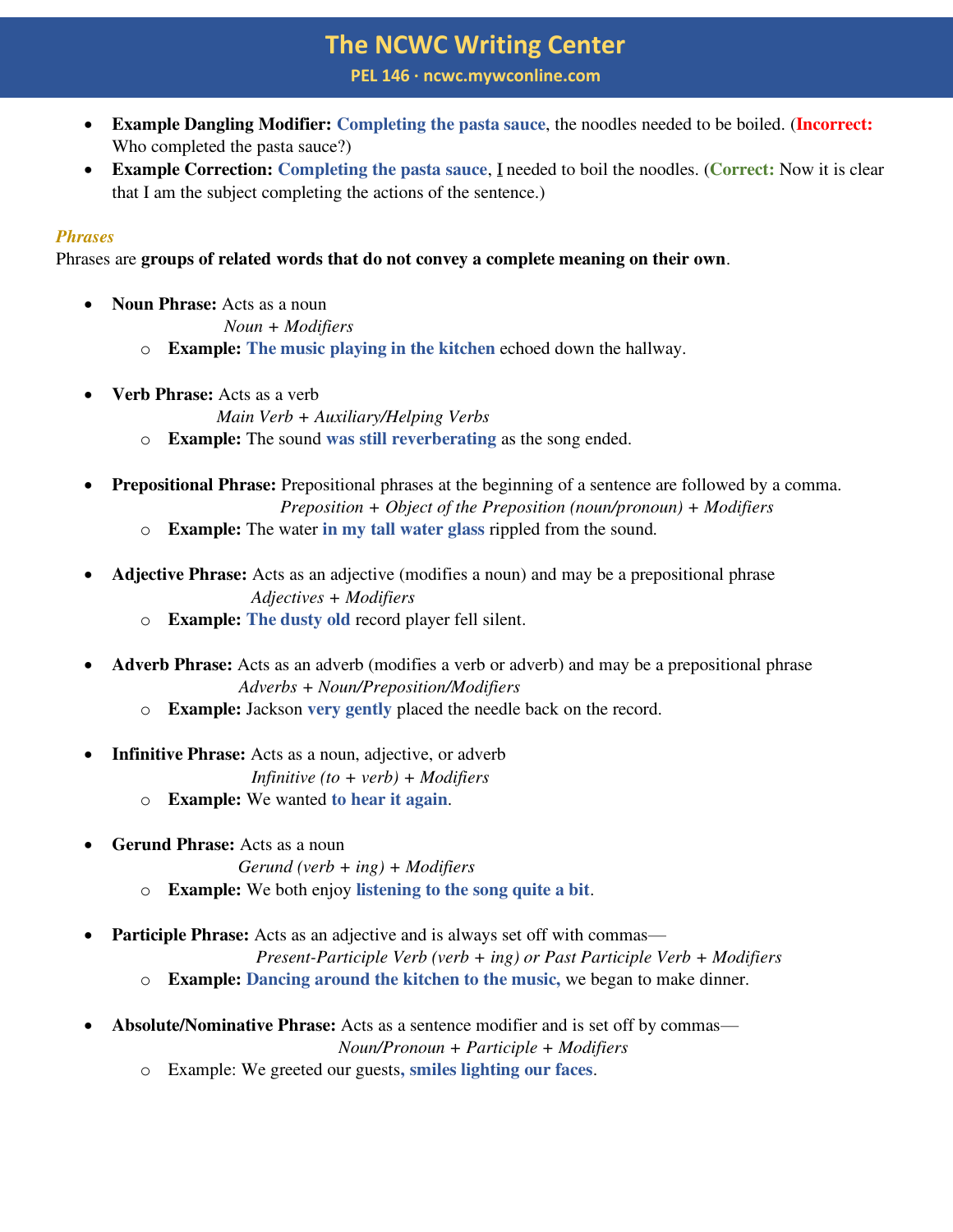- **Example Dangling Modifier:** **Completing the pasta sauce**, the noodles needed to be boiled. (**Incorrect:** Who completed the pasta sauce?)
- **Example Correction:** **Completing the pasta sauce**, I needed to boil the noodles. (**Correct:** Now it is clear that I am the subject completing the actions of the sentence.)

### *Phrases*

Phrases are **groups of related words that do not convey a complete meaning on their own**.

- **Noun Phrase:** Acts as a noun
  *Noun + Modifiers*
  - **Example:** **The music playing in the kitchen** echoed down the hallway.

- **Verb Phrase:** Acts as a verb
  *Main Verb + Auxiliary/Helping Verbs*
  - **Example:** The sound **was still reverberating** as the song ended.

- **Prepositional Phrase:** Prepositional phrases at the beginning of a sentence are followed by a comma.
  *Preposition + Object of the Preposition (noun/pronoun) + Modifiers*
  - **Example:** The water **in my tall water glass** rippled from the sound.

- **Adjective Phrase:** Acts as an adjective (modifies a noun) and may be a prepositional phrase
  *Adjectives + Modifiers*
  - **Example:** **The dusty old** record player fell silent.

- **Adverb Phrase:** Acts as an adverb (modifies a verb or adverb) and may be a prepositional phrase
  *Adverbs + Noun/Preposition/Modifiers*
  - **Example:** Jackson **very gently** placed the needle back on the record.

- **Infinitive Phrase:** Acts as a noun, adjective, or adverb
  *Infinitive (to + verb) + Modifiers*
  - **Example:** We wanted **to hear it again**.

- **Gerund Phrase:** Acts as a noun
  *Gerund (verb + ing) + Modifiers*
  - **Example:** We both enjoy **listening to the song quite a bit**.

- **Participle Phrase:** Acts as an adjective and is always set off with commas—
  *Present-Participle Verb (verb + ing) or Past Participle Verb + Modifiers*
  - **Example:** **Dancing around the kitchen to the music,** we began to make dinner.

- **Absolute/Nominative Phrase:** Acts as a sentence modifier and is set off by commas—
  *Noun/Pronoun + Participle + Modifiers*
  - Example: We greeted our guests, **smiles lighting our faces**.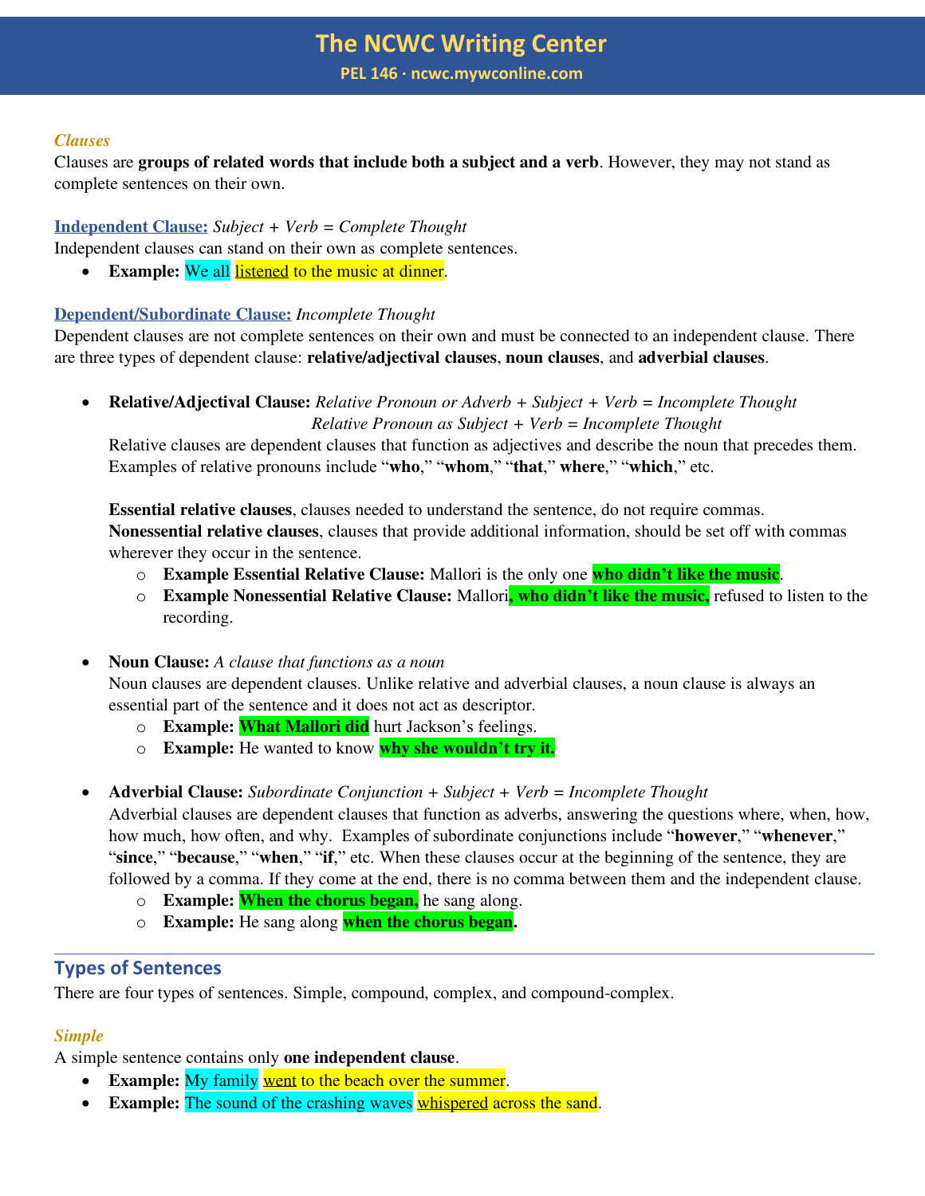*Clauses*

Clauses are **groups of related words that include both a subject and a verb**. However, they may not stand as complete sentences on their own.

**Independent Clause:** *Subject + Verb = Complete Thought*

Independent clauses can stand on their own as complete sentences.

- **Example:** We all listened to the music at dinner.

**Dependent/Subordinate Clause:** *Incomplete Thought*

Dependent clauses are not complete sentences on their own and must be connected to an independent clause. There are three types of dependent clause: **relative/adjectival clauses**, **noun clauses**, and **adverbial clauses**.

- **Relative/Adjectival Clause:** *Relative Pronoun or Adverb + Subject + Verb = Incomplete Thought*
  *Relative Pronoun as Subject + Verb = Incomplete Thought*
  Relative clauses are dependent clauses that function as adjectives and describe the noun that precedes them. Examples of relative pronouns include "**who**," "**whom**," "**that**," **where**," "**which**," etc.

  **Essential relative clauses**, clauses needed to understand the sentence, do not require commas. **Nonessential relative clauses**, clauses that provide additional information, should be set off with commas wherever they occur in the sentence.
  - **Example Essential Relative Clause:** Mallori is the only one **who didn't like the music**.
  - **Example Nonessential Relative Clause:** Mallori**, who didn't like the music,** refused to listen to the recording.

- **Noun Clause:** *A clause that functions as a noun*
  Noun clauses are dependent clauses. Unlike relative and adverbial clauses, a noun clause is always an essential part of the sentence and it does not act as descriptor.
  - **Example:** **What Mallori did** hurt Jackson's feelings.
  - **Example:** He wanted to know **why she wouldn't try it.**

- **Adverbial Clause:** *Subordinate Conjunction + Subject + Verb = Incomplete Thought*
  Adverbial clauses are dependent clauses that function as adverbs, answering the questions where, when, how, how much, how often, and why. Examples of subordinate conjunctions include "**however**," "**whenever**," "**since**," "**because**," "**when**," "**if**," etc. When these clauses occur at the beginning of the sentence, they are followed by a comma. If they come at the end, there is no comma between them and the independent clause.
  - **Example:** **When the chorus began,** he sang along.
  - **Example:** He sang along **when the chorus began.**

## Types of Sentences

There are four types of sentences. Simple, compound, complex, and compound-complex.

*Simple*

A simple sentence contains only **one independent clause**.

- **Example:** My family went to the beach over the summer.
- **Example:** The sound of the crashing waves whispered across the sand.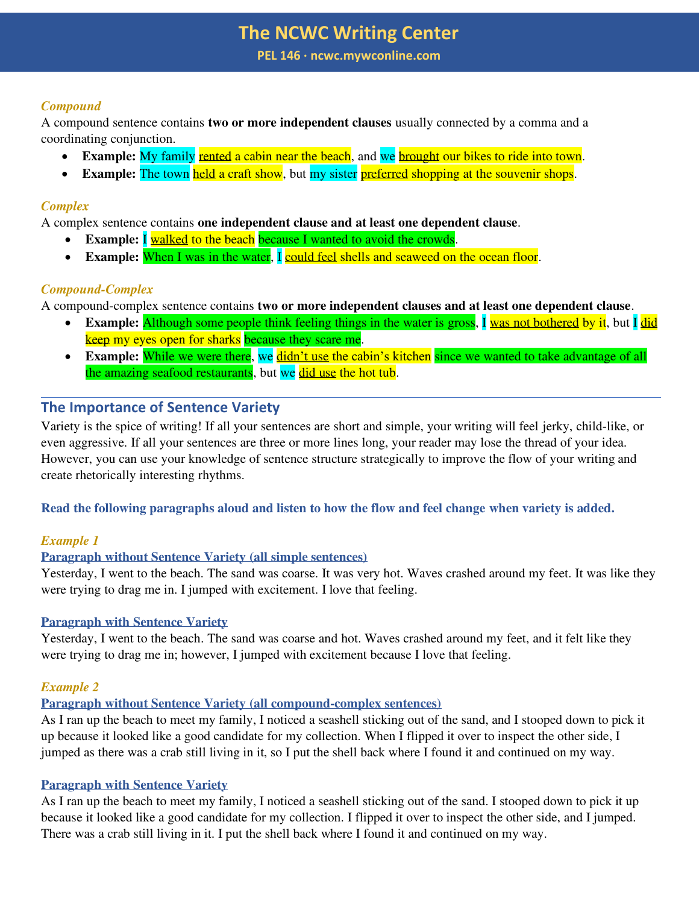*Compound*

A compound sentence contains **two or more independent clauses** usually connected by a comma and a coordinating conjunction.

- **Example:** My family rented a cabin near the beach, and we brought our bikes to ride into town.
- **Example:** The town held a craft show, but my sister preferred shopping at the souvenir shops.

*Complex*

A complex sentence contains **one independent clause and at least one dependent clause**.

- **Example:** I walked to the beach because I wanted to avoid the crowds.
- **Example:** When I was in the water, I could feel shells and seaweed on the ocean floor.

*Compound-Complex*

A compound-complex sentence contains **two or more independent clauses and at least one dependent clause**.

- **Example:** Although some people think feeling things in the water is gross, I was not bothered by it, but I did keep my eyes open for sharks because they scare me.
- **Example:** While we were there, we didn't use the cabin's kitchen since we wanted to take advantage of all the amazing seafood restaurants, but we did use the hot tub.

## The Importance of Sentence Variety

Variety is the spice of writing! If all your sentences are short and simple, your writing will feel jerky, child-like, or even aggressive. If all your sentences are three or more lines long, your reader may lose the thread of your idea. However, you can use your knowledge of sentence structure strategically to improve the flow of your writing and create rhetorically interesting rhythms.

**Read the following paragraphs aloud and listen to how the flow and feel change when variety is added.**

*Example 1*

**Paragraph without Sentence Variety (all simple sentences)**

Yesterday, I went to the beach. The sand was coarse. It was very hot. Waves crashed around my feet. It was like they were trying to drag me in. I jumped with excitement. I love that feeling.

**Paragraph with Sentence Variety**

Yesterday, I went to the beach. The sand was coarse and hot. Waves crashed around my feet, and it felt like they were trying to drag me in; however, I jumped with excitement because I love that feeling.

*Example 2*

**Paragraph without Sentence Variety (all compound-complex sentences)**

As I ran up the beach to meet my family, I noticed a seashell sticking out of the sand, and I stooped down to pick it up because it looked like a good candidate for my collection. When I flipped it over to inspect the other side, I jumped as there was a crab still living in it, so I put the shell back where I found it and continued on my way.

**Paragraph with Sentence Variety**

As I ran up the beach to meet my family, I noticed a seashell sticking out of the sand. I stooped down to pick it up because it looked like a good candidate for my collection. I flipped it over to inspect the other side, and I jumped. There was a crab still living in it. I put the shell back where I found it and continued on my way.